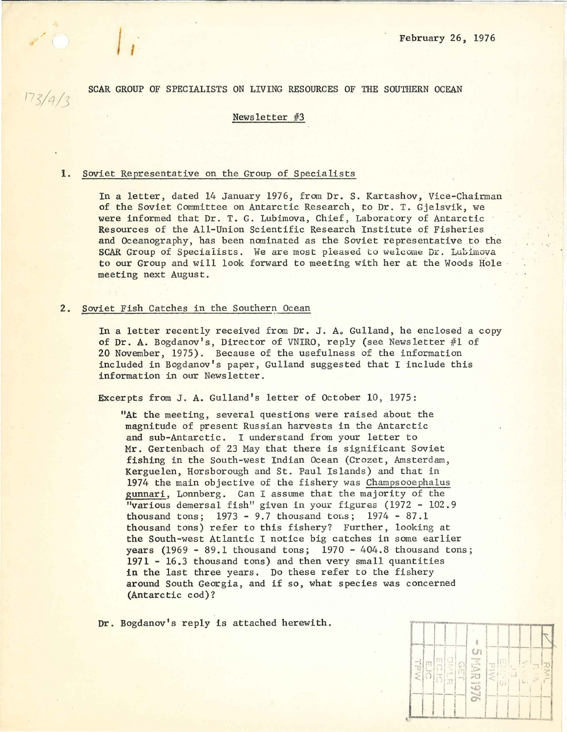February 26, 1976

SCAR GROUP OF SPECIALISTS ON LIVING RESOURCES OF THE SOUTHERN OCEAN

Newsletter #3

1. Soviet Representative on the Group of Specialists

In a letter, dated 14 January 1976, from Dr. S. Kartashov, Vice-Chairman of the Soviet Committee on Antarctic Research, to Dr. T. Gjelsvik, we were informed that Dr. T. G. Lubimova, Chief, Laboratory of Antarctic Resources of the All-Union Scientific Research Institute of Fisheries and Oceanography, has been nominated as the Soviet representative to the SCAR Group of Specialists. We are most pleased to welcome Dr. Lubimova to our Group and will look forward to meeting with her at the Woods Hole meeting next August.

2. Soviet Fish Catches in the Southern Ocean

In a letter recently received from Dr. J. A. Gulland, he enclosed a copy of Dr. A. Bogdanov's, Director of VNIRO, reply (see Newsletter #1 of 20 November, 1975). Because of the usefulness of the information included in Bogdanov's paper, Gulland suggested that I include this information in our Newsletter.

Excerpts from J. A. Gulland's letter of October 10, 1975:

"At the meeting, several questions were raised about the magnitude of present Russian harvests in the Antarctic and sub-Antarctic. I understand from your letter to Mr. Gertenbach of 23 May that there is significant Soviet fishing in the South-west Indian Ocean (Crozet, Amsterdam, Kerguelen, Horsborough and St. Paul Islands) and that in 1974 the main objective of the fishery was Champsooephalus gunnari, Lonnberg. Can I assume that the majority of the "various demersal fish" given in your figures (1972 - 102.9 thousand tons; 1973 - 9.7 thousand tons; 1974 - 87.1 thousand tons) refer to this fishery? Further, looking at the South-west Atlantic I notice big catches in some earlier years (1969 - 89.1 thousand tons; 1970 - 404.8 thousand tons; 1971 - 16.3 thousand tons) and then very small quantities in the last three years. Do these refer to the fishery around South Georgia, and if so, what species was concerned (Antarctic cod)?

Dr. Bogdanov's reply is attached herewith.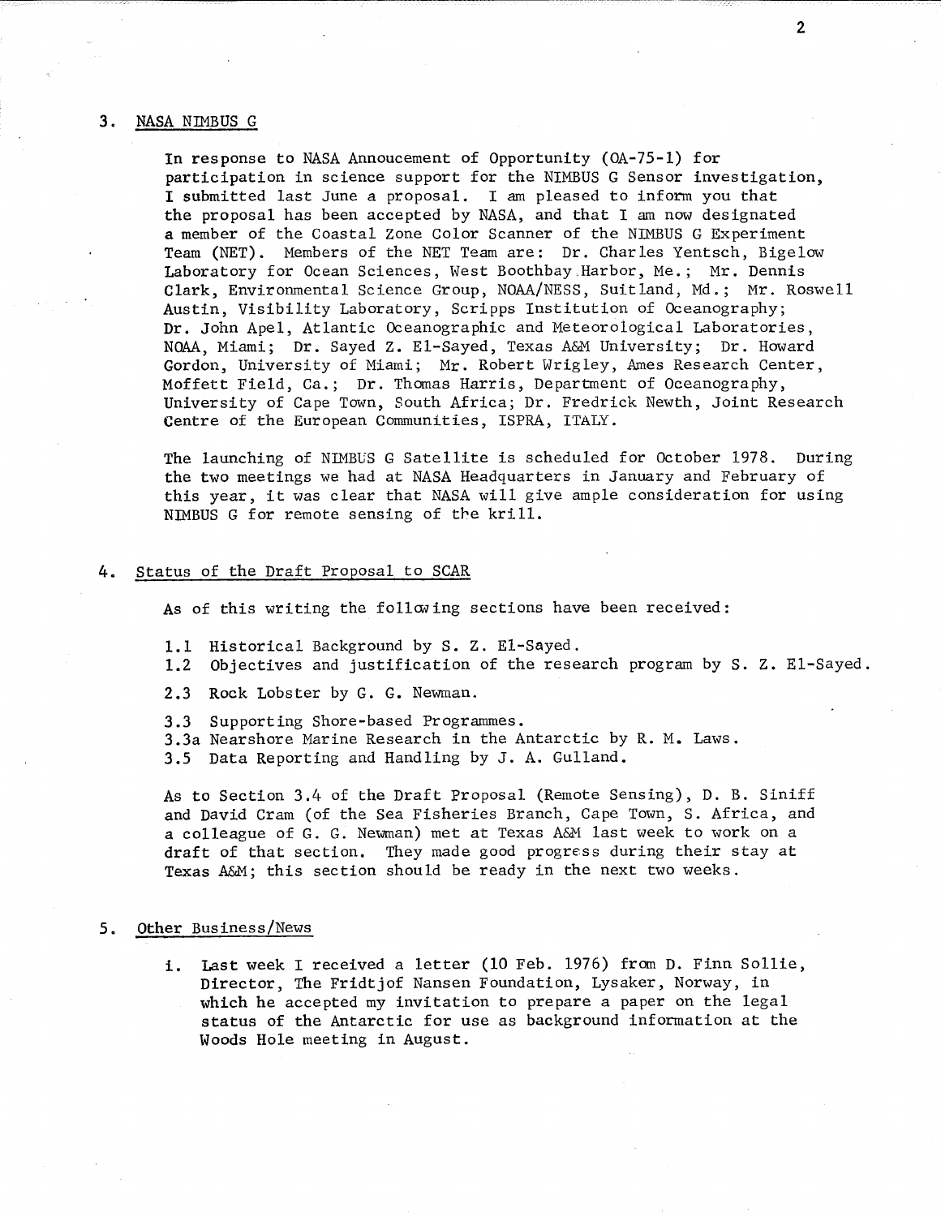## 3. NASA NIMBUS G

In response to NASA Annoucement of Opportunity (OA-75-1) for participation in science support for the NIMBUS G Sensor investigation, I submitted last June a proposal. I am pleased to inform you that the proposal has been accepted by NASA, and that I am now designated a member of the Coastal Zone Color Scanner of the NIMBUS G Experiment Team (NET). Members of the NET Team are: Dr. Charles Yentsch, Bigelow Laboratory for Ocean Sciences, West Boothbay Harbor, Me.; Mr. Dennis Clark, Environmental Science Group, NOAA/NESS, Suitland, Md.; Mr. Roswell Austin, Visibility Laboratory, Scripps Institution of Oceanography; Dr. John Apel, Atlantic Oceanographic and Meteorological Laboratories, NOAA, Miami; Dr. Sayed Z. El-Sayed, Texas A&M University; Dr. Howard Gordon, University of Miami; Mr. Robert Wrigley, Ames Research Center, Moffett Field, Ca.; Dr. Thomas Harris, Department of Oceanography, University of Cape Town, South Africa; Dr. Fredrick Newth, Joint Research Centre of the European Communities, ISPRA, ITALY.

The launching of NIMBUS G Satellite is scheduled for October 1978. During the two meetings we had at NASA Headquarters in January and February of this year, it was clear that NASA will give ample consideration for using NIMBUS G for remote sensing of the krill.

## 4. Status of the Draft Proposal to SCAR

As of this writing the following sections have been received:

1.1 Historical Background by S. Z. El-Sayed.
1.2 Objectives and justification of the research program by S. Z. El-Sayed.

2.3 Rock Lobster by G. G. Newman.

3.3 Supporting Shore-based Programmes.
3.3a Nearshore Marine Research in the Antarctic by R. M. Laws.
3.5 Data Reporting and Handling by J. A. Gulland.

As to Section 3.4 of the Draft Proposal (Remote Sensing), D. B. Siniff and David Cram (of the Sea Fisheries Branch, Cape Town, S. Africa, and a colleague of G. G. Newman) met at Texas A&M last week to work on a draft of that section. They made good progress during their stay at Texas A&M; this section should be ready in the next two weeks.

## 5. Other Business/News

i. Last week I received a letter (10 Feb. 1976) from D. Finn Sollie, Director, The Fridtjof Nansen Foundation, Lysaker, Norway, in which he accepted my invitation to prepare a paper on the legal status of the Antarctic for use as background information at the Woods Hole meeting in August.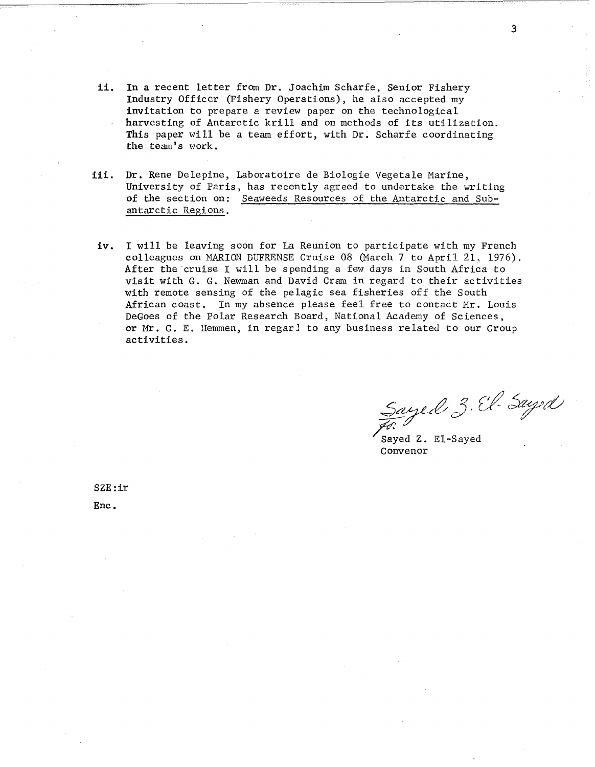ii. In a recent letter from Dr. Joachim Scharfe, Senior Fishery Industry Officer (Fishery Operations), he also accepted my invitation to prepare a review paper on the technological harvesting of Antarctic krill and on methods of its utilization. This paper will be a team effort, with Dr. Scharfe coordinating the team's work.

iii. Dr. Rene Delepine, Laboratoire de Biologie Vegetale Marine, University of Paris, has recently agreed to undertake the writing of the section on: <u>Seaweeds Resources of the Antarctic and Sub-antarctic Regions</u>.

iv. I will be leaving soon for La Reunion to participate with my French colleagues on MARION DUFRENSE Cruise 08 (March 7 to April 21, 1976). After the cruise I will be spending a few days in South Africa to visit with G. G. Newman and David Cram in regard to their activities with remote sensing of the pelagic sea fisheries off the South African coast. In my absence please feel free to contact Mr. Louis DeGoes of the Polar Research Board, National Academy of Sciences, or Mr. G. E. Hemmen, in regard to any business related to our Group activities.

Sayed Z. El-Sayed
for

Sayed Z. El-Sayed
Convenor

SZE:ir

Enc.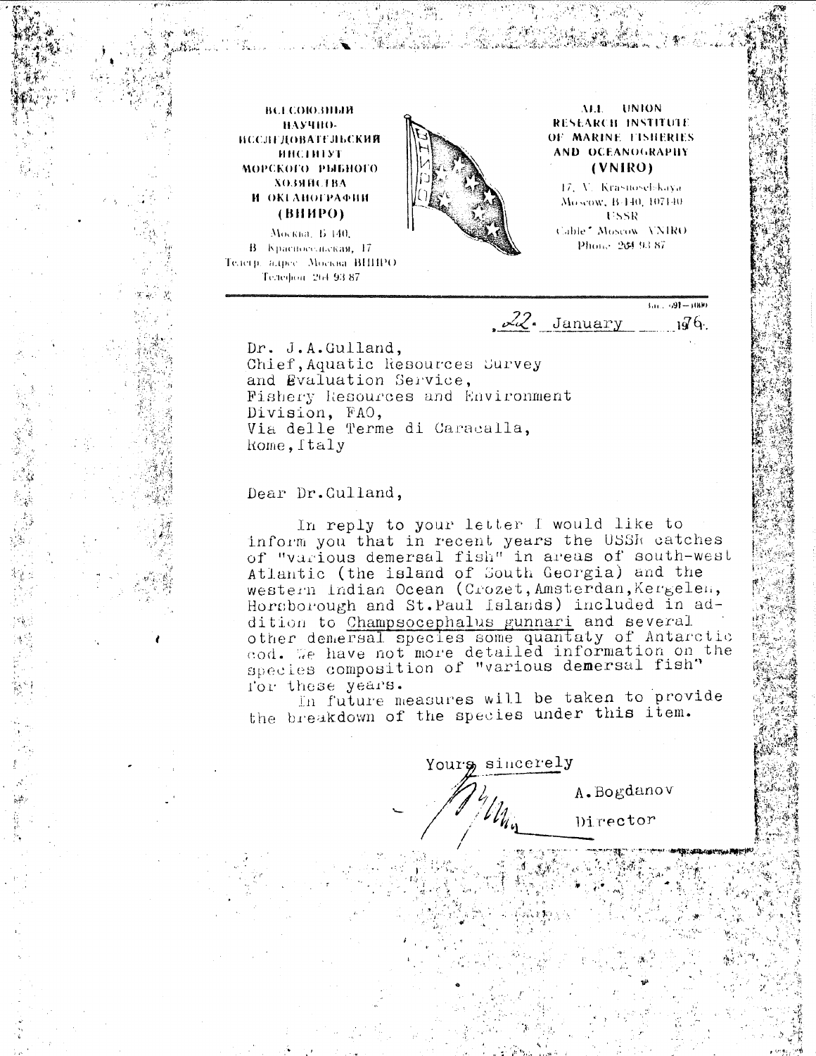**ВСЕСОЮЗНЫЙ НАУЧНО-ИССЛЕДОВАТЕЛЬСКИЙ ИНСТИТУТ МОРСКОГО РЫБНОГО ХОЗЯЙСТВА И ОКЕАНОГРАФИИ (ВНИРО)**

Москва, Б 140,
В. Красносельская, 17
Телегр. адрес Москва ВНИРО
Телефон 264 93 87

**ALL UNION RESEARCH INSTITUTE OF MARINE FISHERIES AND OCEANOGRAPHY (VNIRO)**

17, V. Krasnoselskaya
Moscow, B-140, 107140
USSR
Cable: Moscow VNIRO
Phone: 264 93 87

22. January 1976.

Dr. J.A.Gulland,
Chief, Aquatic Resources Survey
and Evaluation Service,
Fishery Resources and Environment
Division, FAO,
Via delle Terme di Caracalla,
Rome, Italy

Dear Dr.Culland,

In reply to your letter I would like to inform you that in recent years the USSR catches of "various demersal fish" in areas of south-west Atlantic (the island of South Georgia) and the western Indian Ocean (Crozet, Amsterdan, Kergelen, Horsborough and St.Paul Islands) included in addition to Champsocephalus gunnari and several other demersal species some quantaty of Antarctic cod. We have not more detailed information on the species composition of "various demersal fish" for these years.

In future measures will be taken to provide the breakdown of the species under this item.

Yours sincerely

A.Bogdanov
Director